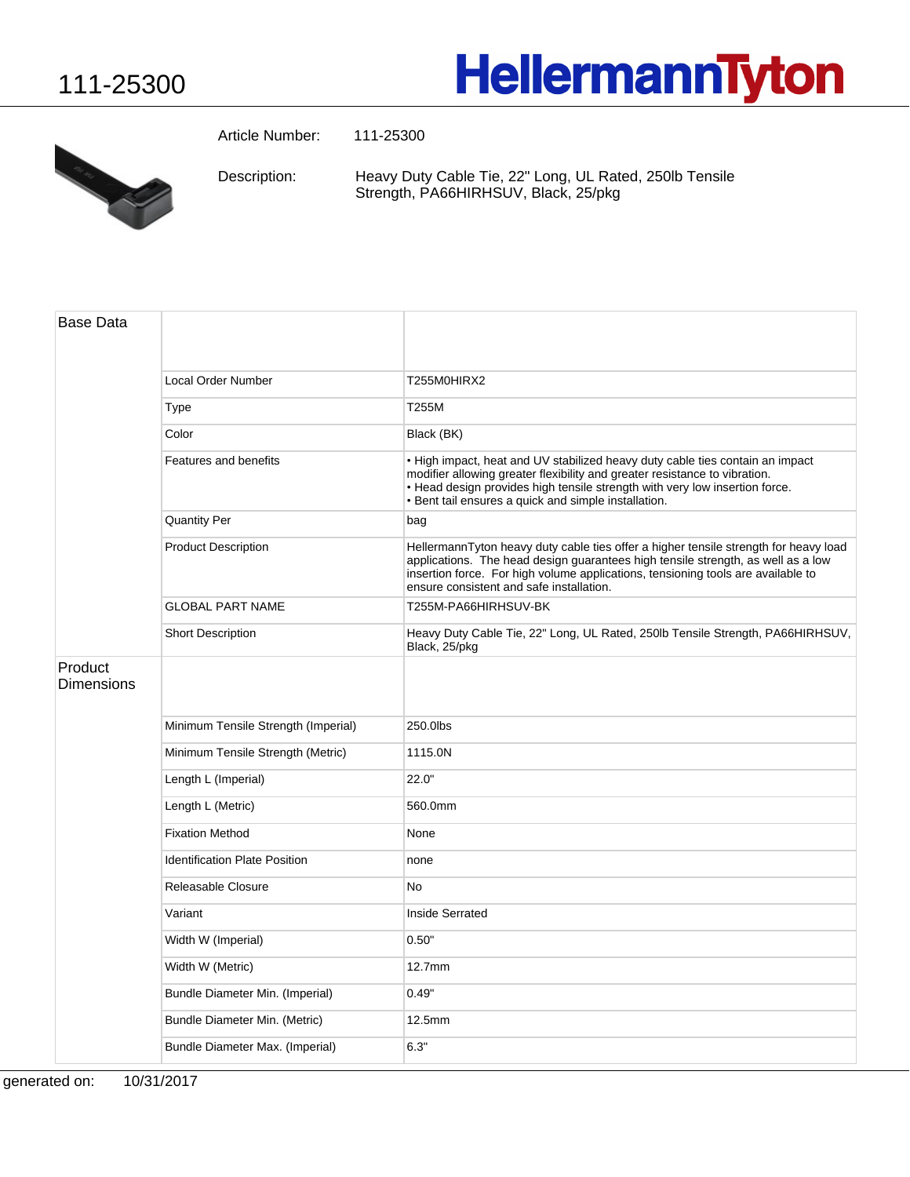# 111-25300

HellermannTyton

Article Number: 111-25300

Description: Heavy Duty Cable Tie, 22" Long, UL Rated, 250lb Tensile Strength, PA66HIRHSUV, Black, 25/pkg

| Base Data | | |
|---|---|---|
| | Local Order Number | T255M0HIRX2 |
| | Type | T255M |
| | Color | Black (BK) |
| | Features and benefits | • High impact, heat and UV stabilized heavy duty cable ties contain an impact modifier allowing greater flexibility and greater resistance to vibration.<br>• Head design provides high tensile strength with very low insertion force.<br>• Bent tail ensures a quick and simple installation. |
| | Quantity Per | bag |
| | Product Description | HellermannTyton heavy duty cable ties offer a higher tensile strength for heavy load applications. The head design guarantees high tensile strength, as well as a low insertion force. For high volume applications, tensioning tools are available to ensure consistent and safe installation. |
| | GLOBAL PART NAME | T255M-PA66HIRHSUV-BK |
| | Short Description | Heavy Duty Cable Tie, 22" Long, UL Rated, 250lb Tensile Strength, PA66HIRHSUV, Black, 25/pkg |
| Product Dimensions | | |
| | Minimum Tensile Strength (Imperial) | 250.0lbs |
| | Minimum Tensile Strength (Metric) | 1115.0N |
| | Length L (Imperial) | 22.0" |
| | Length L (Metric) | 560.0mm |
| | Fixation Method | None |
| | Identification Plate Position | none |
| | Releasable Closure | No |
| | Variant | Inside Serrated |
| | Width W (Imperial) | 0.50" |
| | Width W (Metric) | 12.7mm |
| | Bundle Diameter Min. (Imperial) | 0.49" |
| | Bundle Diameter Min. (Metric) | 12.5mm |
| | Bundle Diameter Max. (Imperial) | 6.3" |

generated on: 10/31/2017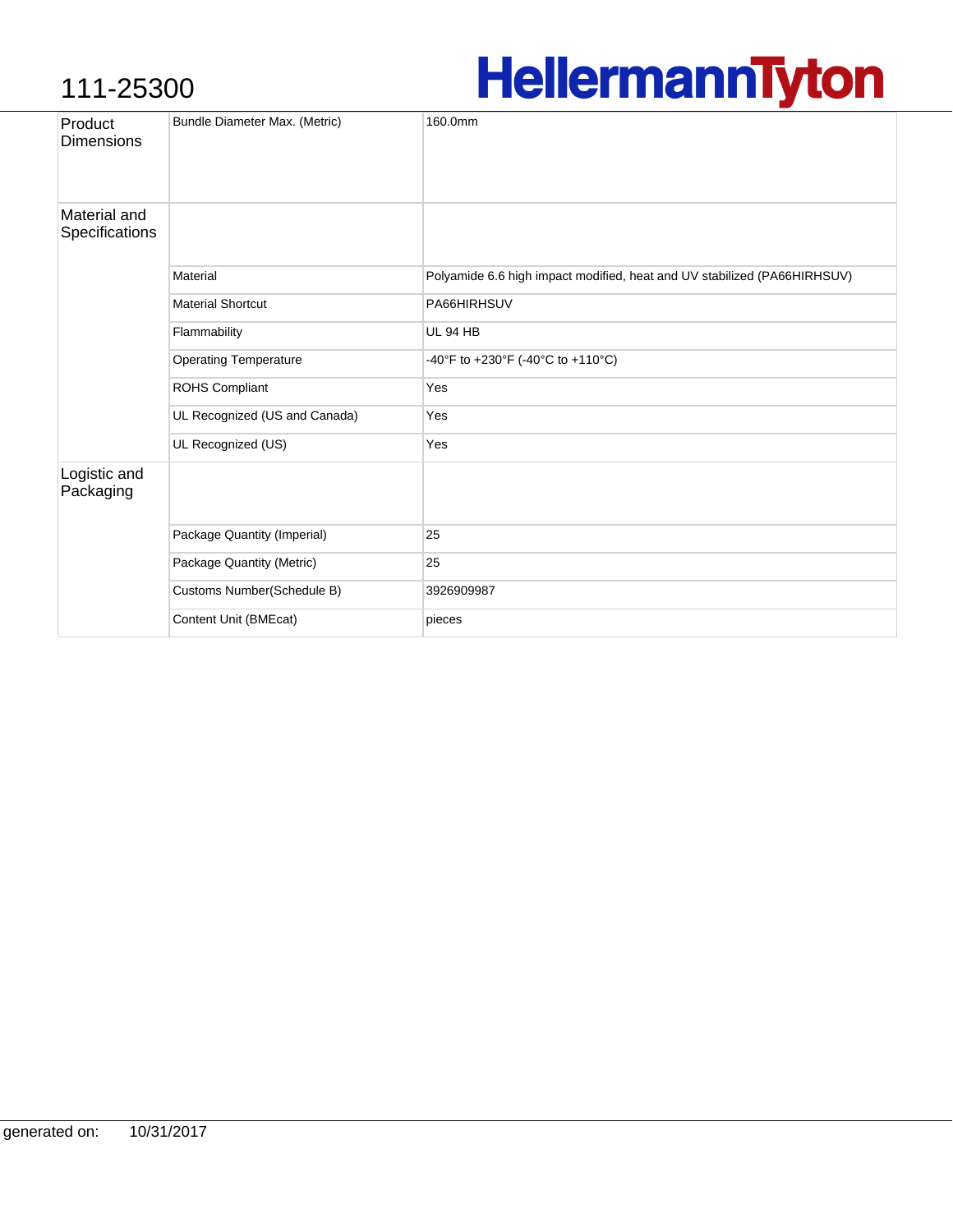| | | |
|---|---|---|
| Product Dimensions | Bundle Diameter Max. (Metric) | 160.0mm |
| Material and Specifications | | |
| | Material | Polyamide 6.6 high impact modified, heat and UV stabilized (PA66HIRHSUV) |
| | Material Shortcut | PA66HIRHSUV |
| | Flammability | UL 94 HB |
| | Operating Temperature | -40°F to +230°F (-40°C to +110°C) |
| | ROHS Compliant | Yes |
| | UL Recognized (US and Canada) | Yes |
| | UL Recognized (US) | Yes |
| Logistic and Packaging | | |
| | Package Quantity (Imperial) | 25 |
| | Package Quantity (Metric) | 25 |
| | Customs Number(Schedule B) | 3926909987 |
| | Content Unit (BMEcat) | pieces |